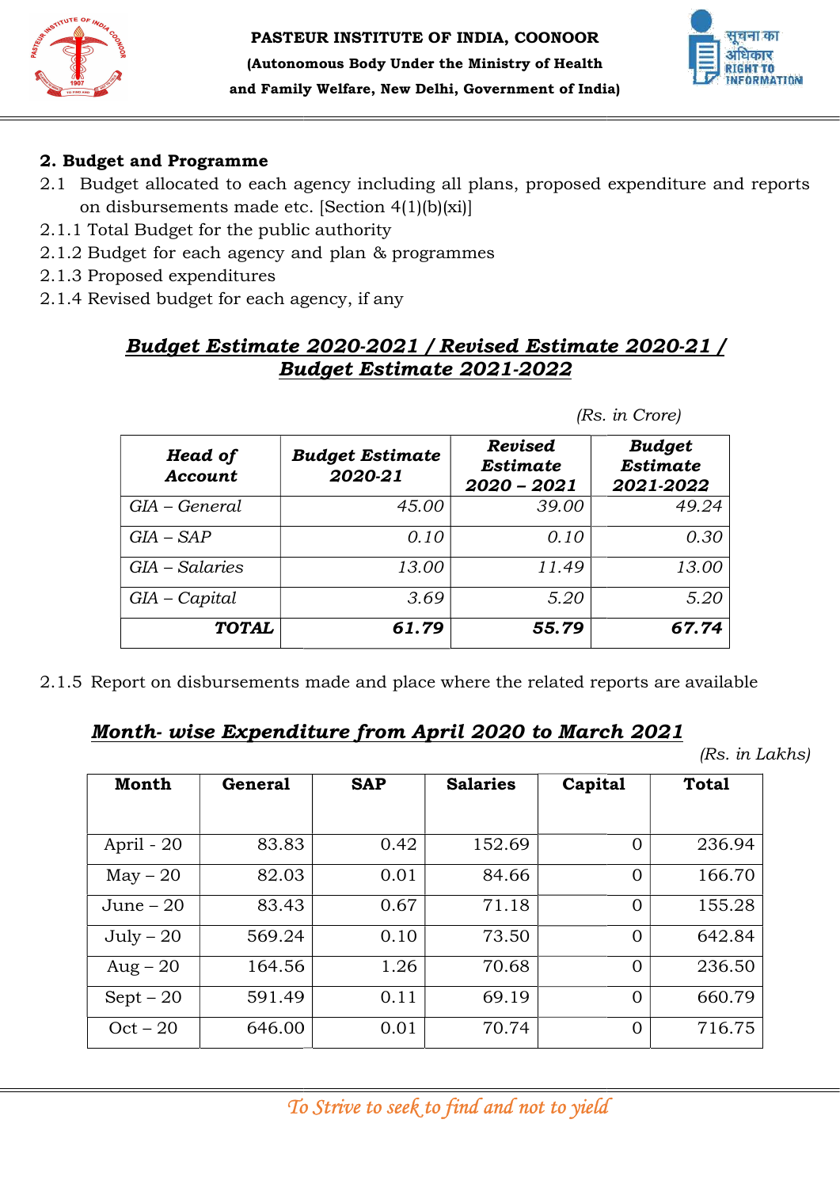**PASTEUR INSTITUTE OF INDIA, COONOOR**
**(Autonomous Body Under the Ministry of Health and Family Welfare, New Delhi, Government of India)**

## 2. Budget and Programme

2.1 Budget allocated to each agency including all plans, proposed expenditure and reports on disbursements made etc. [Section 4(1)(b)(xi)]

2.1.1 Total Budget for the public authority

2.1.2 Budget for each agency and plan & programmes

2.1.3 Proposed expenditures

2.1.4 Revised budget for each agency, if any

### ***Budget Estimate 2020-2021 / Revised Estimate 2020-21 / Budget Estimate 2021-2022***

*(Rs. in Crore)*

| Head of Account | Budget Estimate 2020-21 | Revised Estimate 2020 – 2021 | Budget Estimate 2021-2022 |
|---|---|---|---|
| GIA – General | 45.00 | 39.00 | 49.24 |
| GIA – SAP | 0.10 | 0.10 | 0.30 |
| GIA – Salaries | 13.00 | 11.49 | 13.00 |
| GIA – Capital | 3.69 | 5.20 | 5.20 |
| **TOTAL** | **61.79** | **55.79** | **67.74** |

2.1.5 Report on disbursements made and place where the related reports are available

### ***Month- wise Expenditure from April 2020 to March 2021***

*(Rs. in Lakhs)*

| Month | General | SAP | Salaries | Capital | Total |
|---|---|---|---|---|---|
| April - 20 | 83.83 | 0.42 | 152.69 | 0 | 236.94 |
| May – 20 | 82.03 | 0.01 | 84.66 | 0 | 166.70 |
| June – 20 | 83.43 | 0.67 | 71.18 | 0 | 155.28 |
| July – 20 | 569.24 | 0.10 | 73.50 | 0 | 642.84 |
| Aug – 20 | 164.56 | 1.26 | 70.68 | 0 | 236.50 |
| Sept – 20 | 591.49 | 0.11 | 69.19 | 0 | 660.79 |
| Oct – 20 | 646.00 | 0.01 | 70.74 | 0 | 716.75 |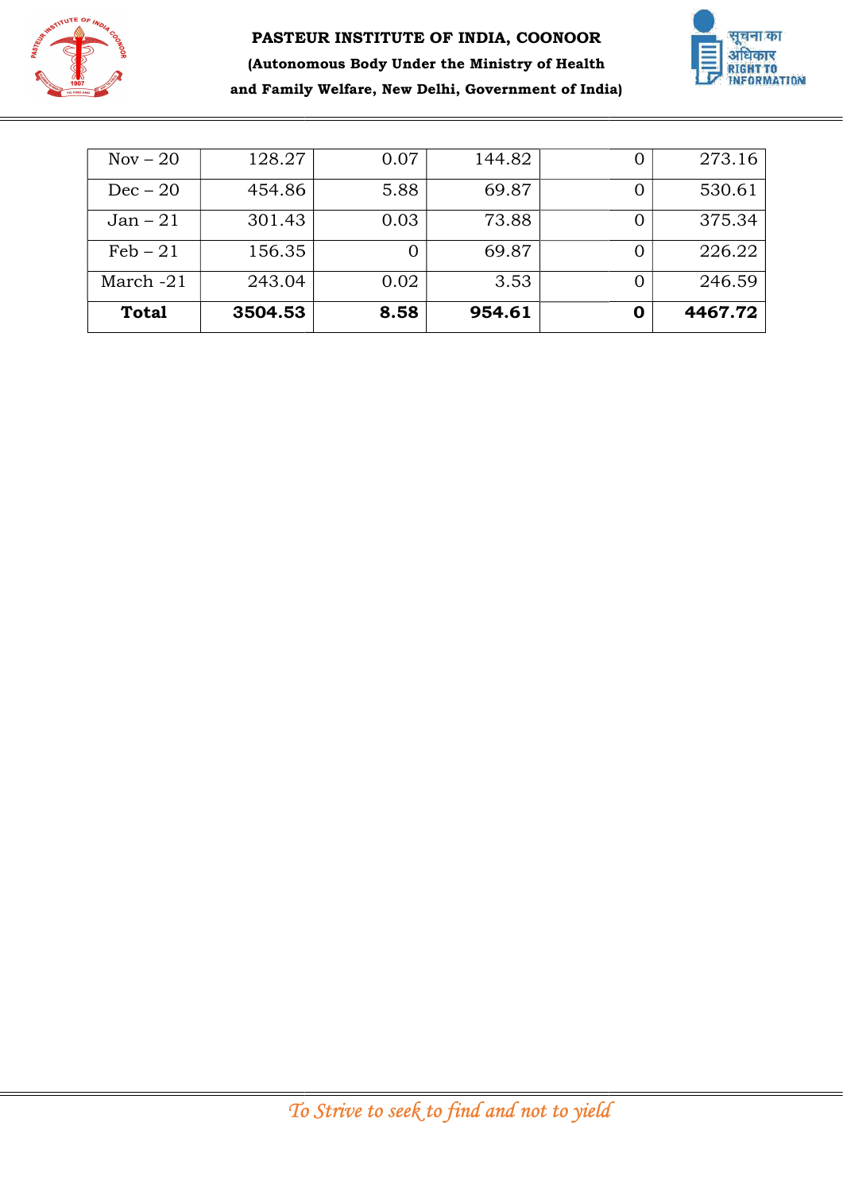| | | | | | |
|---|---|---|---|---|---|
| Nov – 20 | 128.27 | 0.07 | 144.82 | 0 | 273.16 |
| Dec – 20 | 454.86 | 5.88 | 69.87 | 0 | 530.61 |
| Jan – 21 | 301.43 | 0.03 | 73.88 | 0 | 375.34 |
| Feb – 21 | 156.35 | 0 | 69.87 | 0 | 226.22 |
| March -21 | 243.04 | 0.02 | 3.53 | 0 | 246.59 |
| **Total** | **3504.53** | **8.58** | **954.61** | **0** | **4467.72** |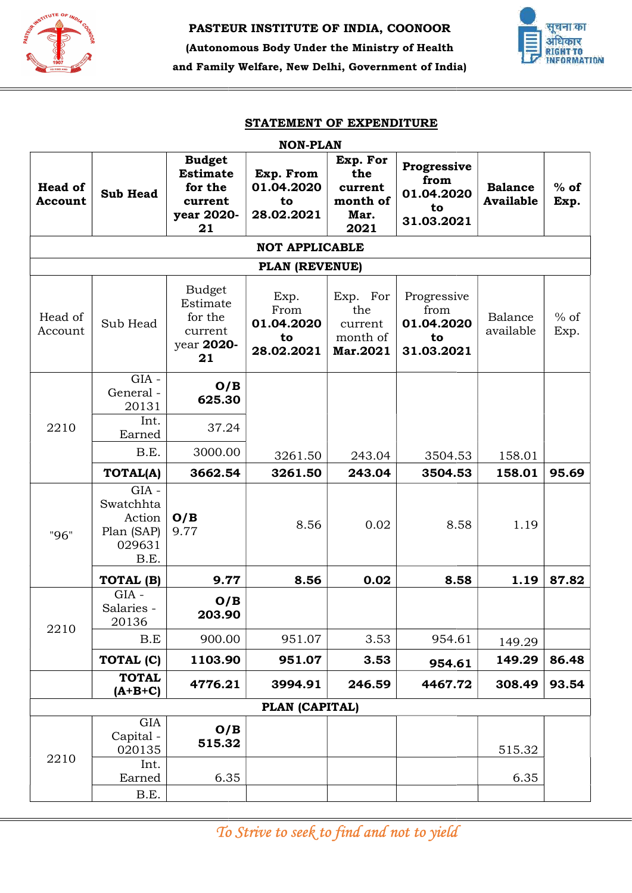**PASTEUR INSTITUTE OF INDIA, COONOOR**

**(Autonomous Body Under the Ministry of Health and Family Welfare, New Delhi, Government of India)**

## STATEMENT OF EXPENDITURE

**NON-PLAN**

| Head of Account | Sub Head | Budget Estimate for the current year 2020-21 | Exp. From 01.04.2020 to 28.02.2021 | Exp. For the current month of Mar. 2021 | Progressive from 01.04.2020 to 31.03.2021 | Balance Available | % of Exp. |
|---|---|---|---|---|---|---|---|
| **NOT APPLICABLE** | | | | | | | |
| **PLAN (REVENUE)** | | | | | | | |
| Head of Account | Sub Head | Budget Estimate for the current year **2020-21** | Exp. From **01.04.2020 to 28.02.2021** | Exp. For the current month of **Mar.2021** | Progressive from **01.04.2020 to 31.03.2021** | Balance available | % of Exp. |
| 2210 | GIA - General - 20131 | **O/B 625.30** | | | | | |
| | Int. Earned | 37.24 | | | | | |
| | B.E. | 3000.00 | 3261.50 | 243.04 | 3504.53 | 158.01 | |
| | **TOTAL(A)** | **3662.54** | **3261.50** | **243.04** | **3504.53** | **158.01** | **95.69** |
| "96" | GIA - Swatchhta Action Plan (SAP) 029631 B.E. | **O/B** 9.77 | 8.56 | 0.02 | 8.58 | 1.19 | |
| | **TOTAL (B)** | **9.77** | **8.56** | **0.02** | **8.58** | **1.19** | **87.82** |
| 2210 | GIA - Salaries - 20136 | **O/B 203.90** | | | | | |
| | B.E | 900.00 | 951.07 | 3.53 | 954.61 | 149.29 | |
| | **TOTAL (C)** | **1103.90** | **951.07** | **3.53** | **954.61** | **149.29** | **86.48** |
| | **TOTAL (A+B+C)** | **4776.21** | **3994.91** | **246.59** | **4467.72** | **308.49** | **93.54** |
| **PLAN (CAPITAL)** | | | | | | | |
| 2210 | GIA Capital - 020135 | **O/B 515.32** | | | | 515.32 | |
| | Int. Earned | 6.35 | | | | 6.35 | |
| | B.E. | | | | | | |

*To Strive to seek to find and not to yield*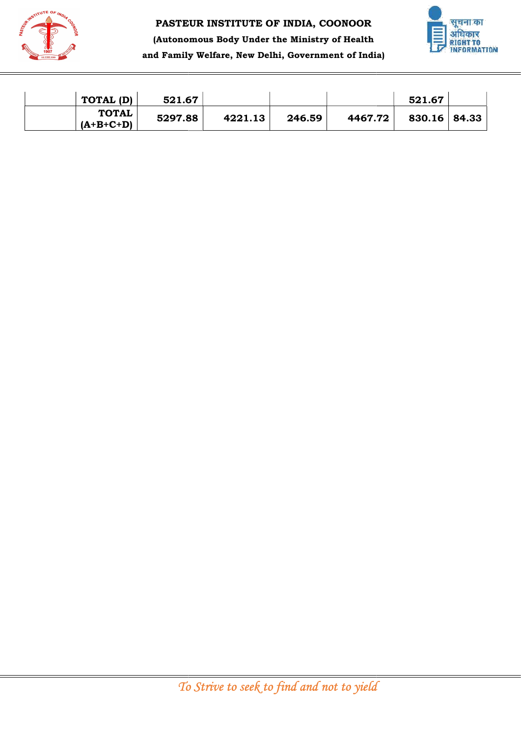| | | | | | | | |
|---|---|---|---|---|---|---|---|
| | TOTAL (D) | 521.67 | | | | 521.67 | |
| | TOTAL (A+B+C+D) | 5297.88 | 4221.13 | 246.59 | 4467.72 | 830.16 | 84.33 |